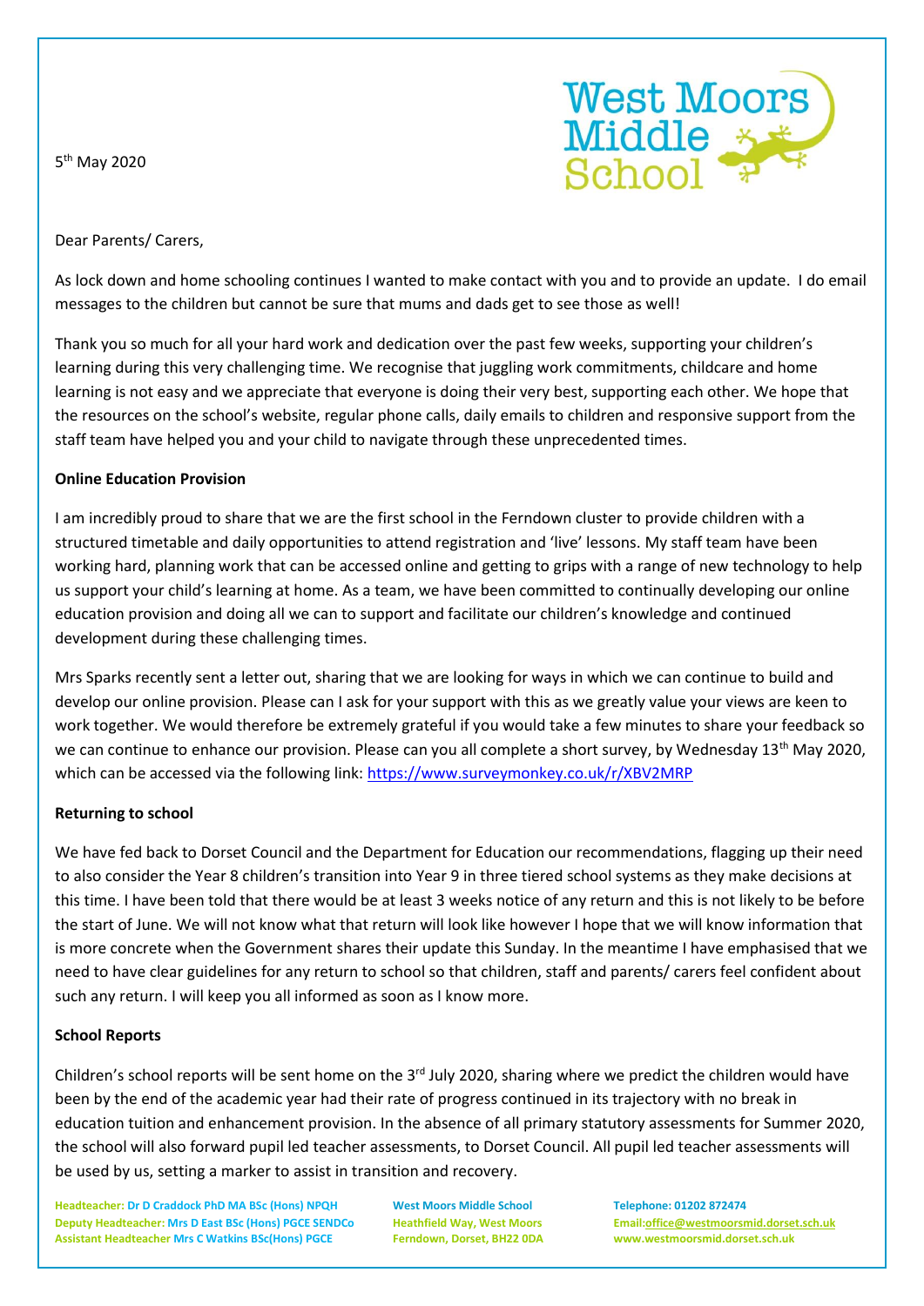5th May 2020

West Moors Middle School

Dear Parents/ Carers,

As lock down and home schooling continues I wanted to make contact with you and to provide an update. I do email messages to the children but cannot be sure that mums and dads get to see those as well!

Thank you so much for all your hard work and dedication over the past few weeks, supporting your children's learning during this very challenging time. We recognise that juggling work commitments, childcare and home learning is not easy and we appreciate that everyone is doing their very best, supporting each other. We hope that the resources on the school's website, regular phone calls, daily emails to children and responsive support from the staff team have helped you and your child to navigate through these unprecedented times.

**Online Education Provision**

I am incredibly proud to share that we are the first school in the Ferndown cluster to provide children with a structured timetable and daily opportunities to attend registration and 'live' lessons. My staff team have been working hard, planning work that can be accessed online and getting to grips with a range of new technology to help us support your child's learning at home. As a team, we have been committed to continually developing our online education provision and doing all we can to support and facilitate our children's knowledge and continued development during these challenging times.

Mrs Sparks recently sent a letter out, sharing that we are looking for ways in which we can continue to build and develop our online provision. Please can I ask for your support with this as we greatly value your views are keen to work together. We would therefore be extremely grateful if you would take a few minutes to share your feedback so we can continue to enhance our provision. Please can you all complete a short survey, by Wednesday 13th May 2020, which can be accessed via the following link: https://www.surveymonkey.co.uk/r/XBV2MRP

**Returning to school**

We have fed back to Dorset Council and the Department for Education our recommendations, flagging up their need to also consider the Year 8 children's transition into Year 9 in three tiered school systems as they make decisions at this time. I have been told that there would be at least 3 weeks notice of any return and this is not likely to be before the start of June. We will not know what that return will look like however I hope that we will know information that is more concrete when the Government shares their update this Sunday. In the meantime I have emphasised that we need to have clear guidelines for any return to school so that children, staff and parents/ carers feel confident about such any return. I will keep you all informed as soon as I know more.

**School Reports**

Children's school reports will be sent home on the 3rd July 2020, sharing where we predict the children would have been by the end of the academic year had their rate of progress continued in its trajectory with no break in education tuition and enhancement provision. In the absence of all primary statutory assessments for Summer 2020, the school will also forward pupil led teacher assessments, to Dorset Council. All pupil led teacher assessments will be used by us, setting a marker to assist in transition and recovery.

Headteacher: Dr D Craddock PhD MA BSc (Hons) NPQH
Deputy Headteacher: Mrs D East BSc (Hons) PGCE SENDCo
Assistant Headteacher Mrs C Watkins BSc(Hons) PGCE

West Moors Middle School
Heathfield Way, West Moors
Ferndown, Dorset, BH22 0DA

Telephone: 01202 872474
Email:office@westmoorsmid.dorset.sch.uk
www.westmoorsmid.dorset.sch.uk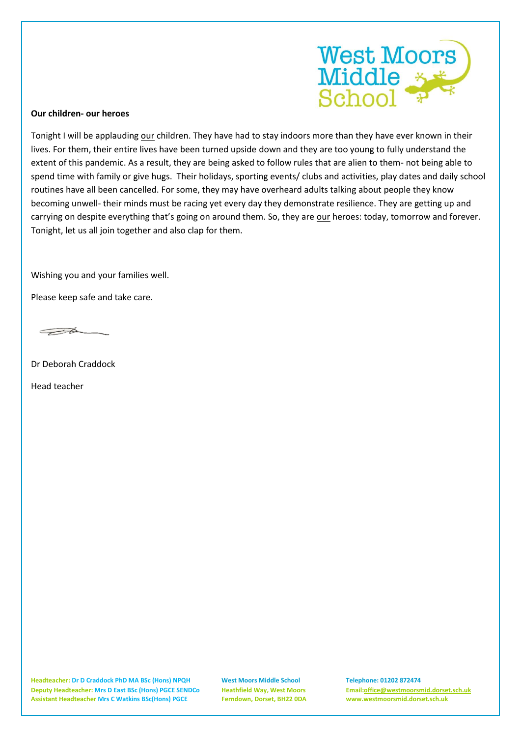**Our children- our heroes**

Tonight I will be applauding our children. They have had to stay indoors more than they have ever known in their lives. For them, their entire lives have been turned upside down and they are too young to fully understand the extent of this pandemic. As a result, they are being asked to follow rules that are alien to them- not being able to spend time with family or give hugs. Their holidays, sporting events/ clubs and activities, play dates and daily school routines have all been cancelled. For some, they may have overheard adults talking about people they know becoming unwell- their minds must be racing yet every day they demonstrate resilience. They are getting up and carrying on despite everything that's going on around them. So, they are our heroes: today, tomorrow and forever. Tonight, let us all join together and also clap for them.

Wishing you and your families well.

Please keep safe and take care.

Dr Deborah Craddock

Head teacher

Headteacher: Dr D Craddock PhD MA BSc (Hons) NPQH
Deputy Headteacher: Mrs D East BSc (Hons) PGCE SENDCo
Assistant Headteacher Mrs C Watkins BSc(Hons) PGCE

West Moors Middle School
Heathfield Way, West Moors
Ferndown, Dorset, BH22 0DA

Telephone: 01202 872474
Email:office@westmoorsmid.dorset.sch.uk
www.westmoorsmid.dorset.sch.uk